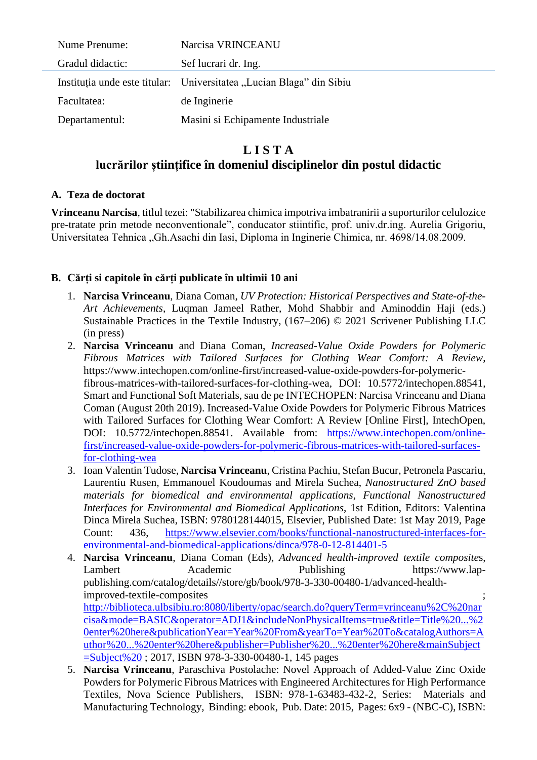| | |
|---|---|
| Nume Prenume: | Narcisa VRINCEANU |
| Gradul didactic: | Sef lucrari dr. Ing. |
| Instituția unde este titular: | Universitatea „Lucian Blaga" din Sibiu |
| Facultatea: | de Inginerie |
| Departamentul: | Masini si Echipamente Industriale |

# L I S T A
## lucrărilor științifice în domeniul disciplinelor din postul didactic

### A. Teza de doctorat

**Vrinceanu Narcisa**, titlul tezei: "Stabilizarea chimica impotriva imbatranirii a suporturilor celulozice pre-tratate prin metode neconventionale", conducator stiintific, prof. univ.dr.ing. Aurelia Grigoriu, Universitatea Tehnica „Gh.Asachi din Iasi, Diploma in Inginerie Chimica, nr. 4698/14.08.2009.

### B. Cărți si capitole în cărți publicate în ultimii 10 ani

1. **Narcisa Vrinceanu**, Diana Coman, *UV Protection: Historical Perspectives and State-of-the-Art Achievements*, Luqman Jameel Rather, Mohd Shabbir and Aminoddin Haji (eds.) Sustainable Practices in the Textile Industry, (167–206) © 2021 Scrivener Publishing LLC (in press)
2. **Narcisa Vrinceanu** and Diana Coman, *Increased-Value Oxide Powders for Polymeric Fibrous Matrices with Tailored Surfaces for Clothing Wear Comfort: A Review*, https://www.intechopen.com/online-first/increased-value-oxide-powders-for-polymeric-fibrous-matrices-with-tailored-surfaces-for-clothing-wea, DOI: 10.5772/intechopen.88541, Smart and Functional Soft Materials, sau de pe INTECHOPEN: Narcisa Vrinceanu and Diana Coman (August 20th 2019). Increased-Value Oxide Powders for Polymeric Fibrous Matrices with Tailored Surfaces for Clothing Wear Comfort: A Review [Online First], IntechOpen, DOI: 10.5772/intechopen.88541. Available from: https://www.intechopen.com/online-first/increased-value-oxide-powders-for-polymeric-fibrous-matrices-with-tailored-surfaces-for-clothing-wea
3. Ioan Valentin Tudose, **Narcisa Vrinceanu**, Cristina Pachiu, Stefan Bucur, Petronela Pascariu, Laurentiu Rusen, Emmanouel Koudoumas and Mirela Suchea, *Nanostructured ZnO based materials for biomedical and environmental applications*, *Functional Nanostructured Interfaces for Environmental and Biomedical Applications*, 1st Edition, Editors: Valentina Dinca Mirela Suchea, ISBN: 9780128144015, Elsevier, Published Date: 1st May 2019, Page Count: 436, https://www.elsevier.com/books/functional-nanostructured-interfaces-for-environmental-and-biomedical-applications/dinca/978-0-12-814401-5
4. **Narcisa Vrinceanu**, Diana Coman (Eds), *Advanced health-improved textile composites*, Lambert Academic Publishing https://www.lap-publishing.com/catalog/details//store/gb/book/978-3-330-00480-1/advanced-health-improved-textile-composites ; http://biblioteca.ulbsibiu.ro:8080/liberty/opac/search.do?queryTerm=vrinceanu%2C%20narcisa&mode=BASIC&operator=ADJ1&includeNonPhysicalItems=true&title=Title%20...%20enter%20here&publicationYear=Year%20From&yearTo=Year%20To&catalogAuthors=Author%20...%20enter%20here&publisher=Publisher%20...%20enter%20here&mainSubject=Subject%20 ; 2017, ISBN 978-3-330-00480-1, 145 pages
5. **Narcisa Vrinceanu**, Paraschiva Postolache: Novel Approach of Added-Value Zinc Oxide Powders for Polymeric Fibrous Matrices with Engineered Architectures for High Performance Textiles, Nova Science Publishers, ISBN: 978-1-63483-432-2, Series: Materials and Manufacturing Technology, Binding: ebook, Pub. Date: 2015, Pages: 6x9 - (NBC-C), ISBN: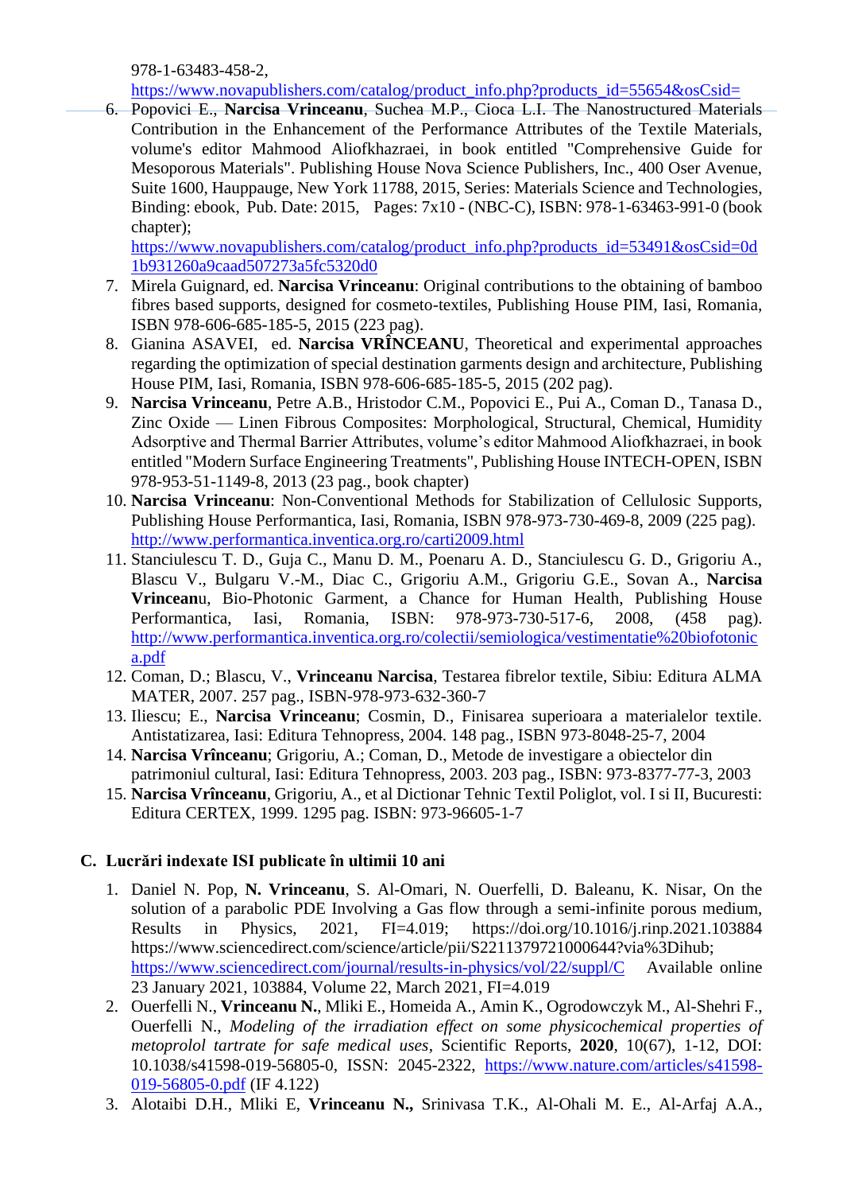978-1-63483-458-2, https://www.novapublishers.com/catalog/product_info.php?products_id=55654&osCsid=

6. Popovici E., **Narcisa Vrinceanu**, Suchea M.P., Cioca L.I. The Nanostructured Materials Contribution in the Enhancement of the Performance Attributes of the Textile Materials, volume's editor Mahmood Aliofkhazraei, in book entitled "Comprehensive Guide for Mesoporous Materials". Publishing House Nova Science Publishers, Inc., 400 Oser Avenue, Suite 1600, Hauppauge, New York 11788, 2015, Series: Materials Science and Technologies, Binding: ebook, Pub. Date: 2015, Pages: 7x10 - (NBC-C), ISBN: 978-1-63463-991-0 (book chapter); https://www.novapublishers.com/catalog/product_info.php?products_id=53491&osCsid=0d1b931260a9caad507273a5fc5320d0
7. Mirela Guignard, ed. **Narcisa Vrinceanu**: Original contributions to the obtaining of bamboo fibres based supports, designed for cosmeto-textiles, Publishing House PIM, Iasi, Romania, ISBN 978-606-685-185-5, 2015 (223 pag).
8. Gianina ASAVEI, ed. **Narcisa VRÎNCEANU**, Theoretical and experimental approaches regarding the optimization of special destination garments design and architecture, Publishing House PIM, Iasi, Romania, ISBN 978-606-685-185-5, 2015 (202 pag).
9. **Narcisa Vrinceanu**, Petre A.B., Hristodor C.M., Popovici E., Pui A., Coman D., Tanasa D., Zinc Oxide — Linen Fibrous Composites: Morphological, Structural, Chemical, Humidity Adsorptive and Thermal Barrier Attributes, volume's editor Mahmood Aliofkhazraei, in book entitled "Modern Surface Engineering Treatments", Publishing House INTECH-OPEN, ISBN 978-953-51-1149-8, 2013 (23 pag., book chapter)
10. **Narcisa Vrinceanu**: Non-Conventional Methods for Stabilization of Cellulosic Supports, Publishing House Performantica, Iasi, Romania, ISBN 978-973-730-469-8, 2009 (225 pag). http://www.performantica.inventica.org.ro/carti2009.html
11. Stanciulescu T. D., Guja C., Manu D. M., Poenaru A. D., Stanciulescu G. D., Grigoriu A., Blascu V., Bulgaru V.-M., Diac C., Grigoriu A.M., Grigoriu G.E., Sovan A., **Narcisa Vrincean**u, Bio-Photonic Garment, a Chance for Human Health, Publishing House Performantica, Iasi, Romania, ISBN: 978-973-730-517-6, 2008, (458 pag). http://www.performantica.inventica.org.ro/colectii/semiologica/vestimentatie%20biofotonica.pdf
12. Coman, D.; Blascu, V., **Vrinceanu Narcisa**, Testarea fibrelor textile, Sibiu: Editura ALMA MATER, 2007. 257 pag., ISBN-978-973-632-360-7
13. Iliescu; E., **Narcisa Vrinceanu**; Cosmin, D., Finisarea superioara a materialelor textile. Antistatizarea, Iasi: Editura Tehnopress, 2004. 148 pag., ISBN 973-8048-25-7, 2004
14. **Narcisa Vrînceanu**; Grigoriu, A.; Coman, D., Metode de investigare a obiectelor din patrimoniul cultural, Iasi: Editura Tehnopress, 2003. 203 pag., ISBN: 973-8377-77-3, 2003
15. **Narcisa Vrînceanu**, Grigoriu, A., et al Dictionar Tehnic Textil Poliglot, vol. I si II, Bucuresti: Editura CERTEX, 1999. 1295 pag. ISBN: 973-96605-1-7

## C. Lucrări indexate ISI publicate în ultimii 10 ani

1. Daniel N. Pop, **N. Vrinceanu**, S. Al-Omari, N. Ouerfelli, D. Baleanu, K. Nisar, On the solution of a parabolic PDE Involving a Gas flow through a semi-infinite porous medium, Results in Physics, 2021, FI=4.019; https://doi.org/10.1016/j.rinp.2021.103884 https://www.sciencedirect.com/science/article/pii/S2211379721000644?via%3Dihub; https://www.sciencedirect.com/journal/results-in-physics/vol/22/suppl/C Available online 23 January 2021, 103884, Volume 22, March 2021, FI=4.019
2. Ouerfelli N., **Vrinceanu N.**, Mliki E., Homeida A., Amin K., Ogrodowczyk M., Al-Shehri F., Ouerfelli N., *Modeling of the irradiation effect on some physicochemical properties of metoprolol tartrate for safe medical uses*, Scientific Reports, **2020**, 10(67), 1-12, DOI: 10.1038/s41598-019-56805-0, ISSN: 2045-2322, https://www.nature.com/articles/s41598-019-56805-0.pdf (IF 4.122)
3. Alotaibi D.H., Mliki E, **Vrinceanu N.,** Srinivasa T.K., Al-Ohali M. E., Al-Arfaj A.A.,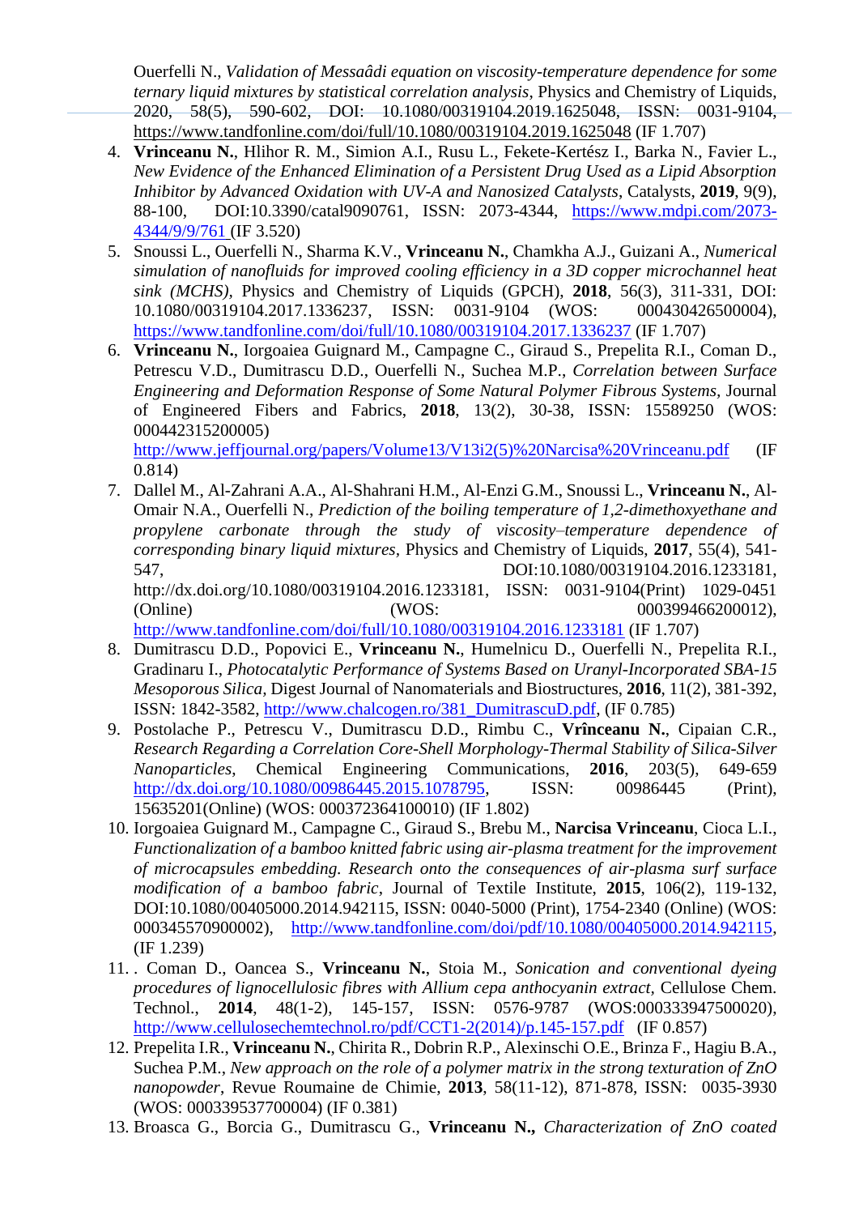Ouerfelli N., *Validation of Messaâdi equation on viscosity-temperature dependence for some ternary liquid mixtures by statistical correlation analysis*, Physics and Chemistry of Liquids, 2020, 58(5), 590-602, DOI: 10.1080/00319104.2019.1625048, ISSN: 0031-9104, https://www.tandfonline.com/doi/full/10.1080/00319104.2019.1625048 (IF 1.707)

4. **Vrinceanu N.**, Hlihor R. M., Simion A.I., Rusu L., Fekete-Kertész I., Barka N., Favier L., *New Evidence of the Enhanced Elimination of a Persistent Drug Used as a Lipid Absorption Inhibitor by Advanced Oxidation with UV-A and Nanosized Catalysts*, Catalysts, **2019**, 9(9), 88-100, DOI:10.3390/catal9090761, ISSN: 2073-4344, https://www.mdpi.com/2073-4344/9/9/761 (IF 3.520)
5. Snoussi L., Ouerfelli N., Sharma K.V., **Vrinceanu N.**, Chamkha A.J., Guizani A., *Numerical simulation of nanofluids for improved cooling efficiency in a 3D copper microchannel heat sink (MCHS)*, Physics and Chemistry of Liquids (GPCH), **2018**, 56(3), 311-331, DOI: 10.1080/00319104.2017.1336237, ISSN: 0031-9104 (WOS: 000430426500004), https://www.tandfonline.com/doi/full/10.1080/00319104.2017.1336237 (IF 1.707)
6. **Vrinceanu N.**, Iorgoaiea Guignard M., Campagne C., Giraud S., Prepelita R.I., Coman D., Petrescu V.D., Dumitrascu D.D., Ouerfelli N., Suchea M.P., *Correlation between Surface Engineering and Deformation Response of Some Natural Polymer Fibrous Systems*, Journal of Engineered Fibers and Fabrics, **2018**, 13(2), 30-38, ISSN: 15589250 (WOS: 000442315200005) http://www.jeffjournal.org/papers/Volume13/V13i2(5)%20Narcisa%20Vrinceanu.pdf (IF 0.814)
7. Dallel M., Al-Zahrani A.A., Al-Shahrani H.M., Al-Enzi G.M., Snoussi L., **Vrinceanu N.**, Al-Omair N.A., Ouerfelli N., *Prediction of the boiling temperature of 1,2-dimethoxyethane and propylene carbonate through the study of viscosity–temperature dependence of corresponding binary liquid mixtures*, Physics and Chemistry of Liquids, **2017**, 55(4), 541-547, DOI:10.1080/00319104.2016.1233181, http://dx.doi.org/10.1080/00319104.2016.1233181, ISSN: 0031-9104(Print) 1029-0451 (Online) (WOS: 000399466200012), http://www.tandfonline.com/doi/full/10.1080/00319104.2016.1233181 (IF 1.707)
8. Dumitrascu D.D., Popovici E., **Vrinceanu N.**, Humelnicu D., Ouerfelli N., Prepelita R.I., Gradinaru I., *Photocatalytic Performance of Systems Based on Uranyl-Incorporated SBA-15 Mesoporous Silica*, Digest Journal of Nanomaterials and Biostructures, **2016**, 11(2), 381-392, ISSN: 1842-3582, http://www.chalcogen.ro/381_DumitrascuD.pdf, (IF 0.785)
9. Postolache P., Petrescu V., Dumitrascu D.D., Rimbu C., **Vrînceanu N.**, Cipaian C.R., *Research Regarding a Correlation Core-Shell Morphology-Thermal Stability of Silica-Silver Nanoparticles*, Chemical Engineering Communications, **2016**, 203(5), 649-659 http://dx.doi.org/10.1080/00986445.2015.1078795, ISSN: 00986445 (Print), 15635201(Online) (WOS: 000372364100010) (IF 1.802)
10. Iorgoaiea Guignard M., Campagne C., Giraud S., Brebu M., **Narcisa Vrinceanu**, Cioca L.I., *Functionalization of a bamboo knitted fabric using air-plasma treatment for the improvement of microcapsules embedding. Research onto the consequences of air-plasma surf surface modification of a bamboo fabric*, Journal of Textile Institute, **2015**, 106(2), 119-132, DOI:10.1080/00405000.2014.942115, ISSN: 0040-5000 (Print), 1754-2340 (Online) (WOS: 000345570900002), http://www.tandfonline.com/doi/pdf/10.1080/00405000.2014.942115, (IF 1.239)
11. . Coman D., Oancea S., **Vrinceanu N.**, Stoia M., *Sonication and conventional dyeing procedures of lignocellulosic fibres with Allium cepa anthocyanin extract*, Cellulose Chem. Technol., **2014**, 48(1-2), 145-157, ISSN: 0576-9787 (WOS:000333947500020), http://www.cellulosechemtechnol.ro/pdf/CCT1-2(2014)/p.145-157.pdf (IF 0.857)
12. Prepelita I.R., **Vrinceanu N.**, Chirita R., Dobrin R.P., Alexinschi O.E., Brinza F., Hagiu B.A., Suchea P.M., *New approach on the role of a polymer matrix in the strong texturation of ZnO nanopowder*, Revue Roumaine de Chimie, **2013**, 58(11-12), 871-878, ISSN: 0035-3930 (WOS: 000339537700004) (IF 0.381)
13. Broasca G., Borcia G., Dumitrascu G., **Vrinceanu N.,** *Characterization of ZnO coated*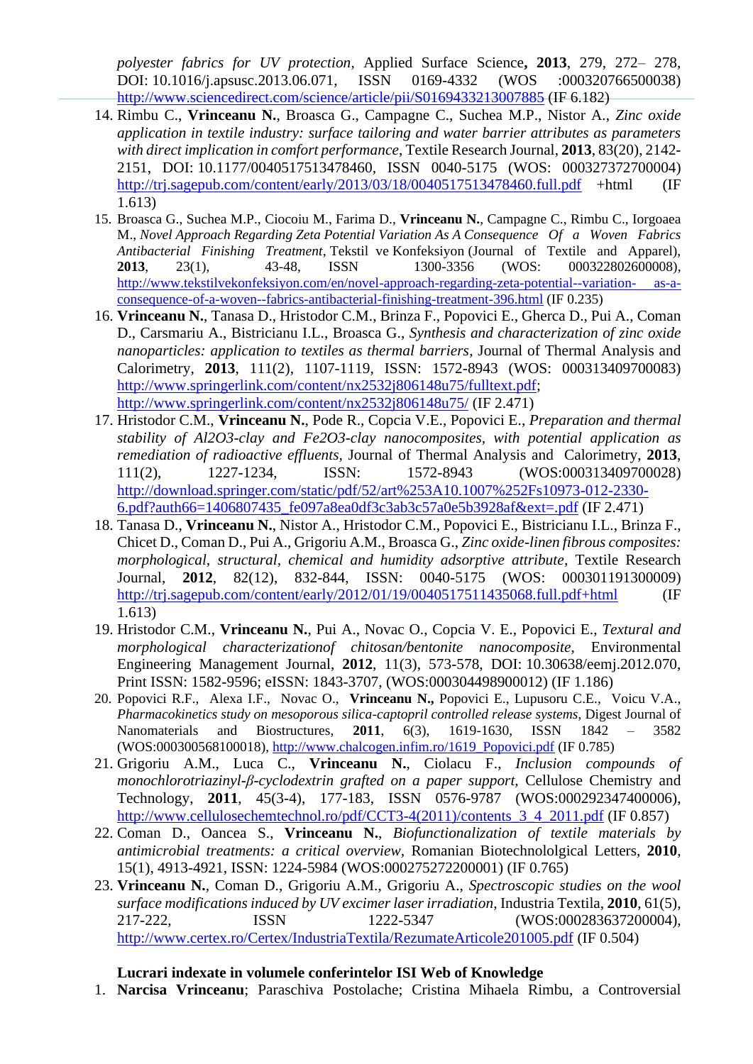*polyester fabrics for UV protection,* Applied Surface Science**, 2013**, 279, 272– 278, DOI: 10.1016/j.apsusc.2013.06.071, ISSN 0169-4332 (WOS :000320766500038) http://www.sciencedirect.com/science/article/pii/S0169433213007885 (IF 6.182)

14. Rimbu C., **Vrinceanu N.**, Broasca G., Campagne C., Suchea M.P., Nistor A., *Zinc oxide application in textile industry: surface tailoring and water barrier attributes as parameters with direct implication in comfort performance*, Textile Research Journal, **2013**, 83(20), 2142-2151, DOI: 10.1177/0040517513478460, ISSN 0040-5175 (WOS: 000327372700004) http://trj.sagepub.com/content/early/2013/03/18/0040517513478460.full.pdf +html (IF 1.613)
15. Broasca G., Suchea M.P., Ciocoiu M., Farima D., **Vrinceanu N.**, Campagne C., Rimbu C., Iorgoaea M., *Novel Approach Regarding Zeta Potential Variation As A Consequence Of a Woven Fabrics Antibacterial Finishing Treatment*, Tekstil ve Konfeksiyon (Journal of Textile and Apparel), **2013**, 23(1), 43-48, ISSN 1300-3356 (WOS: 000322802600008), http://www.tekstilvekonfeksiyon.com/en/novel-approach-regarding-zeta-potential--variation- as-a-consequence-of-a-woven--fabrics-antibacterial-finishing-treatment-396.html (IF 0.235)
16. **Vrinceanu N.**, Tanasa D., Hristodor C.M., Brinza F., Popovici E., Gherca D., Pui A., Coman D., Carsmariu A., Bistricianu I.L., Broasca G., *Synthesis and characterization of zinc oxide nanoparticles: application to textiles as thermal barriers*, Journal of Thermal Analysis and Calorimetry, **2013**, 111(2), 1107-1119, ISSN: 1572-8943 (WOS: 000313409700083) http://www.springerlink.com/content/nx2532j806148u75/fulltext.pdf; http://www.springerlink.com/content/nx2532j806148u75/ (IF 2.471)
17. Hristodor C.M., **Vrinceanu N.**, Pode R., Copcia V.E., Popovici E., *Preparation and thermal stability of Al2O3-clay and Fe2O3-clay nanocomposites, with potential application as remediation of radioactive effluents,* Journal of Thermal Analysis and Calorimetry, **2013**, 111(2), 1227-1234, ISSN: 1572-8943 (WOS:000313409700028) http://download.springer.com/static/pdf/52/art%253A10.1007%252Fs10973-012-2330-6.pdf?auth66=1406807435_fe097a8ea0df3c3ab3c57a0e5b3928af&ext=.pdf (IF 2.471)
18. Tanasa D., **Vrinceanu N.**, Nistor A., Hristodor C.M., Popovici E., Bistricianu I.L., Brinza F., Chicet D., Coman D., Pui A., Grigoriu A.M., Broasca G., *Zinc oxide-linen fibrous composites: morphological, structural, chemical and humidity adsorptive attribute*, Textile Research Journal, **2012**, 82(12), 832-844, ISSN: 0040-5175 (WOS: 000301191300009) http://trj.sagepub.com/content/early/2012/01/19/0040517511435068.full.pdf+html (IF 1.613)
19. Hristodor C.M., **Vrinceanu N.**, Pui A., Novac O., Copcia V. E., Popovici E., *Textural and morphological characterizationof chitosan/bentonite nanocomposite*, Environmental Engineering Management Journal, **2012**, 11(3), 573-578, DOI: 10.30638/eemj.2012.070, Print ISSN: 1582-9596; eISSN: 1843-3707, (WOS:000304498900012) (IF 1.186)
20. Popovici R.F., Alexa I.F., Novac O., **Vrinceanu N.,** Popovici E., Lupusoru C.E., Voicu V.A., *Pharmacokinetics study on mesoporous silica-captopril controlled release systems*, Digest Journal of Nanomaterials and Biostructures, **2011**, 6(3), 1619-1630, ISSN 1842 – 3582 (WOS:000300568100018), http://www.chalcogen.infim.ro/1619_Popovici.pdf (IF 0.785)
21. Grigoriu A.M., Luca C., **Vrinceanu N.**, Ciolacu F., *Inclusion compounds of monochlorotriazinyl-β-cyclodextrin grafted on a paper support*, Cellulose Chemistry and Technology, **2011**, 45(3-4), 177-183, ISSN 0576-9787 (WOS:000292347400006), http://www.cellulosechemtechnol.ro/pdf/CCT3-4(2011)/contents_3_4_2011.pdf (IF 0.857)
22. Coman D., Oancea S., **Vrinceanu N.**, *Biofunctionalization of textile materials by antimicrobial treatments: a critical overview,* Romanian Biotechnololgical Letters, **2010**, 15(1), 4913-4921, ISSN: 1224-5984 (WOS:000275272200001) (IF 0.765)
23. **Vrinceanu N.**, Coman D., Grigoriu A.M., Grigoriu A., *Spectroscopic studies on the wool surface modifications induced by UV excimer laser irradiation*, Industria Textila, **2010**, 61(5), 217-222, ISSN 1222-5347 (WOS:000283637200004), http://www.certex.ro/Certex/IndustriaTextila/RezumateArticole201005.pdf (IF 0.504)

**Lucrari indexate in volumele conferintelor ISI Web of Knowledge**

1. **Narcisa Vrinceanu**; Paraschiva Postolache; Cristina Mihaela Rimbu, a Controversial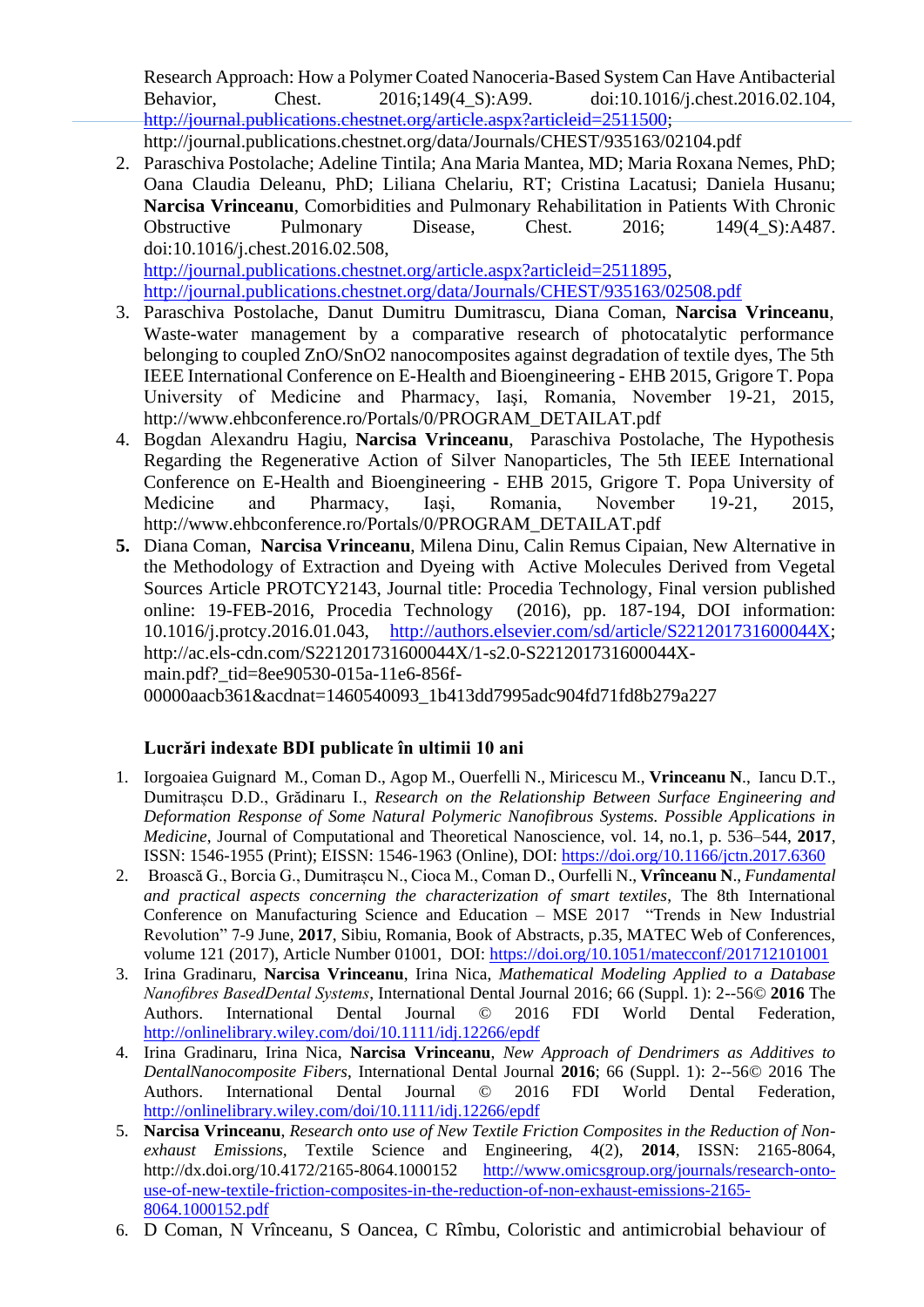Research Approach: How a Polymer Coated Nanoceria-Based System Can Have Antibacterial Behavior, Chest. 2016;149(4_S):A99. doi:10.1016/j.chest.2016.02.104, http://journal.publications.chestnet.org/article.aspx?articleid=2511500; http://journal.publications.chestnet.org/data/Journals/CHEST/935163/02104.pdf

2. Paraschiva Postolache; Adeline Tintila; Ana Maria Mantea, MD; Maria Roxana Nemes, PhD; Oana Claudia Deleanu, PhD; Liliana Chelariu, RT; Cristina Lacatusi; Daniela Husanu; **Narcisa Vrinceanu**, Comorbidities and Pulmonary Rehabilitation in Patients With Chronic Obstructive Pulmonary Disease, Chest. 2016; 149(4_S):A487. doi:10.1016/j.chest.2016.02.508, http://journal.publications.chestnet.org/article.aspx?articleid=2511895, http://journal.publications.chestnet.org/data/Journals/CHEST/935163/02508.pdf
3. Paraschiva Postolache, Danut Dumitru Dumitrascu, Diana Coman, **Narcisa Vrinceanu**, Waste-water management by a comparative research of photocatalytic performance belonging to coupled ZnO/SnO2 nanocomposites against degradation of textile dyes, The 5th IEEE International Conference on E-Health and Bioengineering - EHB 2015, Grigore T. Popa University of Medicine and Pharmacy, Iaşi, Romania, November 19-21, 2015, http://www.ehbconference.ro/Portals/0/PROGRAM_DETAILAT.pdf
4. Bogdan Alexandru Hagiu, **Narcisa Vrinceanu**, Paraschiva Postolache, The Hypothesis Regarding the Regenerative Action of Silver Nanoparticles, The 5th IEEE International Conference on E-Health and Bioengineering - EHB 2015, Grigore T. Popa University of Medicine and Pharmacy, Iaşi, Romania, November 19-21, 2015, http://www.ehbconference.ro/Portals/0/PROGRAM_DETAILAT.pdf
5. Diana Coman, **Narcisa Vrinceanu**, Milena Dinu, Calin Remus Cipaian, New Alternative in the Methodology of Extraction and Dyeing with Active Molecules Derived from Vegetal Sources Article PROTCY2143, Journal title: Procedia Technology, Final version published online: 19-FEB-2016, Procedia Technology (2016), pp. 187-194, DOI information: 10.1016/j.protcy.2016.01.043, http://authors.elsevier.com/sd/article/S221201731600044X; http://ac.els-cdn.com/S221201731600044X/1-s2.0-S221201731600044X-main.pdf?_tid=8ee90530-015a-11e6-856f-00000aacb361&acdnat=1460540093_1b413dd7995adc904fd71fd8b279a227

### Lucrări indexate BDI publicate în ultimii 10 ani

1. Iorgoaiea Guignard M., Coman D., Agop M., Ouerfelli N., Miricescu M., **Vrinceanu N.**, Iancu D.T., Dumitraşcu D.D., Grădinaru I., *Research on the Relationship Between Surface Engineering and Deformation Response of Some Natural Polymeric Nanofibrous Systems. Possible Applications in Medicine*, Journal of Computational and Theoretical Nanoscience, vol. 14, no.1, p. 536–544, **2017**, ISSN: 1546-1955 (Print); EISSN: 1546-1963 (Online), DOI: https://doi.org/10.1166/jctn.2017.6360
2. Broască G., Borcia G., Dumitraşcu N., Cioca M., Coman D., Ourfelli N., **Vrînceanu N.**, *Fundamental and practical aspects concerning the characterization of smart textiles*, The 8th International Conference on Manufacturing Science and Education – MSE 2017 "Trends in New Industrial Revolution" 7-9 June, **2017**, Sibiu, Romania, Book of Abstracts, p.35, MATEC Web of Conferences, volume 121 (2017), Article Number 01001, DOI: https://doi.org/10.1051/matecconf/201712101001
3. Irina Gradinaru, **Narcisa Vrinceanu**, Irina Nica, *Mathematical Modeling Applied to a Database Nanofibres BasedDental Systems*, International Dental Journal 2016; 66 (Suppl. 1): 2--56© **2016** The Authors. International Dental Journal © 2016 FDI World Dental Federation, http://onlinelibrary.wiley.com/doi/10.1111/idj.12266/epdf
4. Irina Gradinaru, Irina Nica, **Narcisa Vrinceanu**, *New Approach of Dendrimers as Additives to DentalNanocomposite Fibers*, International Dental Journal **2016**; 66 (Suppl. 1): 2--56© 2016 The Authors. International Dental Journal © 2016 FDI World Dental Federation, http://onlinelibrary.wiley.com/doi/10.1111/idj.12266/epdf
5. **Narcisa Vrinceanu**, *Research onto use of New Textile Friction Composites in the Reduction of Non-exhaust Emissions*, Textile Science and Engineering, 4(2), **2014**, ISSN: 2165-8064, http://dx.doi.org/10.4172/2165-8064.1000152 http://www.omicsgroup.org/journals/research-onto-use-of-new-textile-friction-composites-in-the-reduction-of-non-exhaust-emissions-2165-8064.1000152.pdf
6. D Coman, N Vrînceanu, S Oancea, C Rîmbu, Coloristic and antimicrobial behaviour of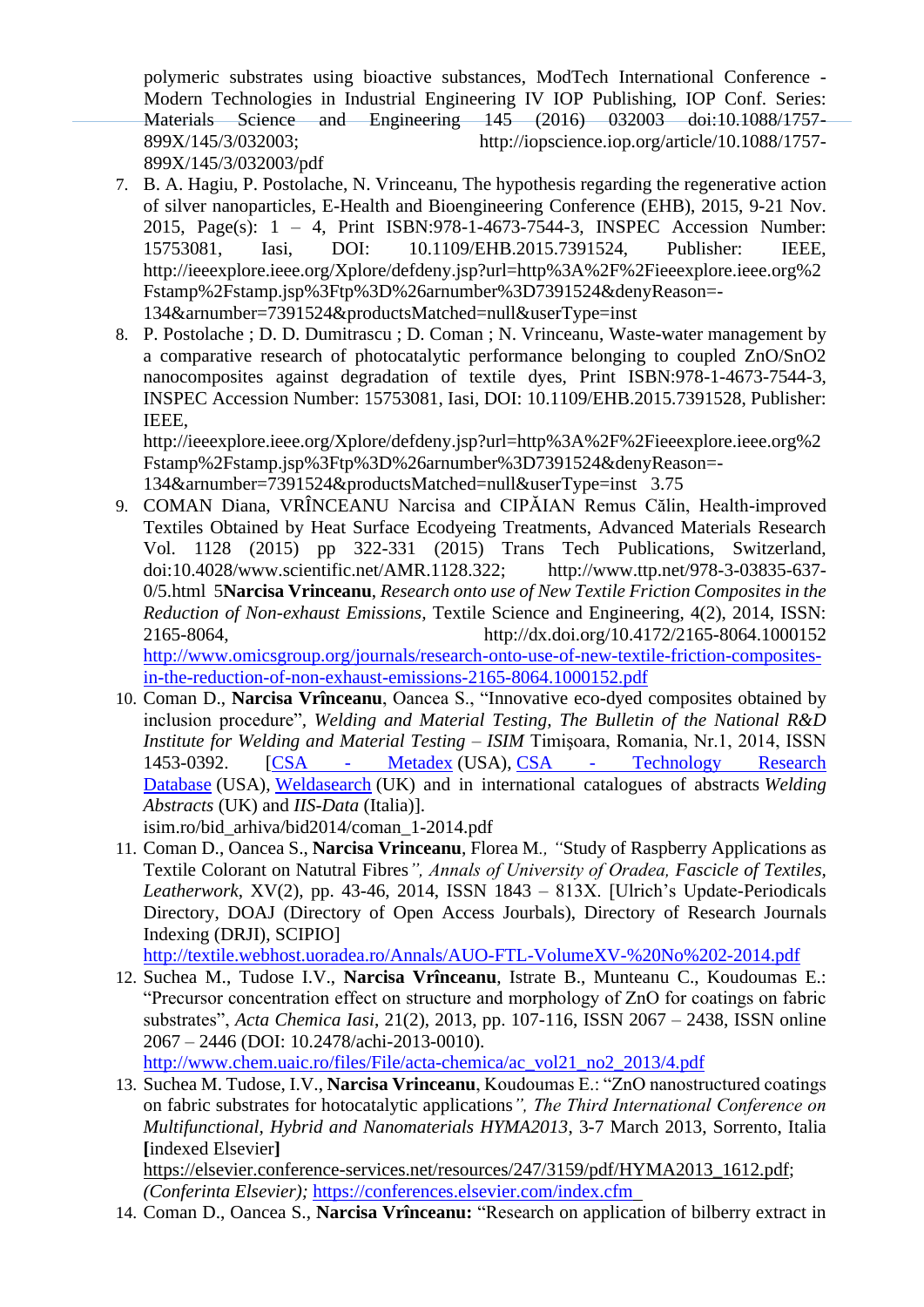polymeric substrates using bioactive substances, ModTech International Conference - Modern Technologies in Industrial Engineering IV IOP Publishing, IOP Conf. Series: Materials Science and Engineering 145 (2016) 032003 doi:10.1088/1757-899X/145/3/032003; http://iopscience.iop.org/article/10.1088/1757-899X/145/3/032003/pdf

7. B. A. Hagiu, P. Postolache, N. Vrinceanu, The hypothesis regarding the regenerative action of silver nanoparticles, E-Health and Bioengineering Conference (EHB), 2015, 9-21 Nov. 2015, Page(s): 1 – 4, Print ISBN:978-1-4673-7544-3, INSPEC Accession Number: 15753081, Iasi, DOI: 10.1109/EHB.2015.7391524, Publisher: IEEE, http://ieeexplore.ieee.org/Xplore/defdeny.jsp?url=http%3A%2F%2Fieeexplore.ieee.org%2Fstamp%2Fstamp.jsp%3Ftp%3D%26arnumber%3D7391524&denyReason=-134&arnumber=7391524&productsMatched=null&userType=inst
8. P. Postolache ; D. D. Dumitrascu ; D. Coman ; N. Vrinceanu, Waste-water management by a comparative research of photocatalytic performance belonging to coupled ZnO/SnO2 nanocomposites against degradation of textile dyes, Print ISBN:978-1-4673-7544-3, INSPEC Accession Number: 15753081, Iasi, DOI: 10.1109/EHB.2015.7391528, Publisher: IEEE, http://ieeexplore.ieee.org/Xplore/defdeny.jsp?url=http%3A%2F%2Fieeexplore.ieee.org%2Fstamp%2Fstamp.jsp%3Ftp%3D%26arnumber%3D7391524&denyReason=-134&arnumber=7391524&productsMatched=null&userType=inst 3.75
9. COMAN Diana, VRÎNCEANU Narcisa and CIPĂIAN Remus Călin, Health-improved Textiles Obtained by Heat Surface Ecodyeing Treatments, Advanced Materials Research Vol. 1128 (2015) pp 322-331 (2015) Trans Tech Publications, Switzerland, doi:10.4028/www.scientific.net/AMR.1128.322; http://www.ttp.net/978-3-03835-637-0/5.html 5**Narcisa Vrinceanu**, *Research onto use of New Textile Friction Composites in the Reduction of Non-exhaust Emissions*, Textile Science and Engineering, 4(2), 2014, ISSN: 2165-8064, http://dx.doi.org/10.4172/2165-8064.1000152 http://www.omicsgroup.org/journals/research-onto-use-of-new-textile-friction-composites-in-the-reduction-of-non-exhaust-emissions-2165-8064.1000152.pdf
10. Coman D., **Narcisa Vrînceanu**, Oancea S., "Innovative eco-dyed composites obtained by inclusion procedure", *Welding and Material Testing, The Bulletin of the National R&D Institute for Welding and Material Testing – ISIM* Timişoara, Romania, Nr.1, 2014, ISSN 1453-0392. [CSA - Metadex (USA), CSA - Technology Research Database (USA), Weldasearch (UK) and in international catalogues of abstracts *Welding Abstracts* (UK) and *IIS-Data* (Italia)].
    isim.ro/bid_arhiva/bid2014/coman_1-2014.pdf
11. Coman D., Oancea S., **Narcisa Vrinceanu**, Florea M*., "*Study of Raspberry Applications as Textile Colorant on Natutral Fibres*", Annals of University of Oradea, Fascicle of Textiles, Leatherwork*, XV(2), pp. 43-46, 2014, ISSN 1843 – 813X. [Ulrich's Update-Periodicals Directory, DOAJ (Directory of Open Access Jourbals), Directory of Research Journals Indexing (DRJI), SCIPIO]
    http://textile.webhost.uoradea.ro/Annals/AUO-FTL-VolumeXV-%20No%202-2014.pdf
12. Suchea M., Tudose I.V., **Narcisa Vrînceanu**, Istrate B., Munteanu C., Koudoumas E.: "Precursor concentration effect on structure and morphology of ZnO for coatings on fabric substrates", *Acta Chemica Iasi*, 21(2), 2013, pp. 107-116, ISSN 2067 – 2438, ISSN online 2067 – 2446 (DOI: 10.2478/achi-2013-0010).
    http://www.chem.uaic.ro/files/File/acta-chemica/ac_vol21_no2_2013/4.pdf
13. Suchea M. Tudose, I.V., **Narcisa Vrinceanu**, Koudoumas E.: "ZnO nanostructured coatings on fabric substrates for hotocatalytic applications*", The Third International Conference on Multifunctional, Hybrid and Nanomaterials HYMA2013*, 3-7 March 2013, Sorrento, Italia **[**indexed Elsevier**]**
    https://elsevier.conference-services.net/resources/247/3159/pdf/HYMA2013_1612.pdf; *(Conferinta Elsevier);* https://conferences.elsevier.com/index.cfm
14. Coman D., Oancea S., **Narcisa Vrînceanu:** "Research on application of bilberry extract in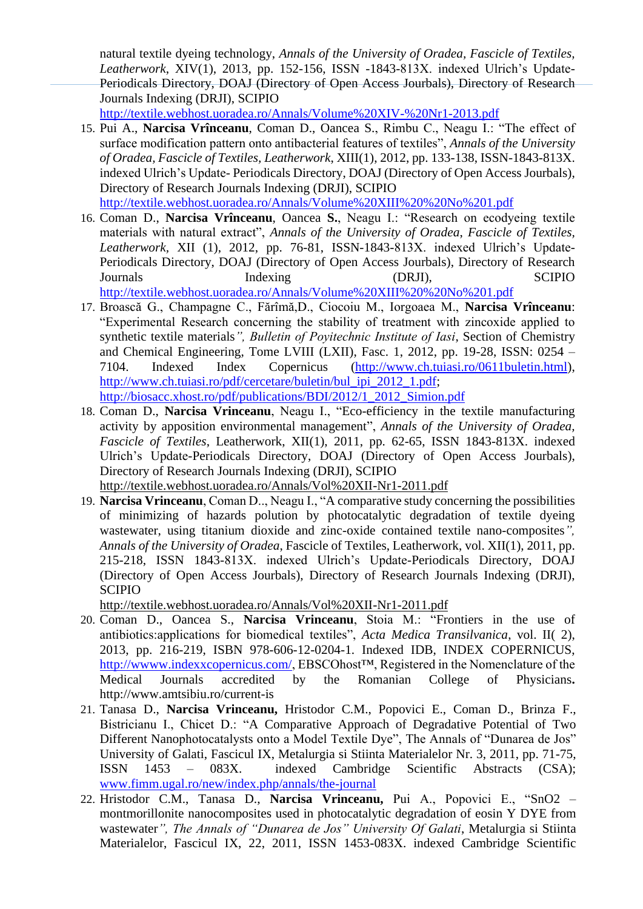natural textile dyeing technology, *Annals of the University of Oradea, Fascicle of Textiles, Leatherwork*, XIV(1), 2013, pp. 152-156, ISSN -1843-813X. indexed Ulrich's Update-Periodicals Directory, DOAJ (Directory of Open Access Jourbals), Directory of Research Journals Indexing (DRJI), SCIPIO
http://textile.webhost.uoradea.ro/Annals/Volume%20XIV-%20Nr1-2013.pdf

15. Pui A., **Narcisa Vrînceanu**, Coman D., Oancea S., Rimbu C., Neagu I.: "The effect of surface modification pattern onto antibacterial features of textiles", *Annals of the University of Oradea, Fascicle of Textiles, Leatherwork*, XIII(1), 2012, pp. 133-138, ISSN-1843-813X. indexed Ulrich's Update- Periodicals Directory, DOAJ (Directory of Open Access Jourbals), Directory of Research Journals Indexing (DRJI), SCIPIO
http://textile.webhost.uoradea.ro/Annals/Volume%20XIII%20%20No%201.pdf
16. Coman D., **Narcisa Vrînceanu**, Oancea **S.**, Neagu I.: "Research on ecodyeing textile materials with natural extract", *Annals of the University of Oradea, Fascicle of Textiles, Leatherwork*, XII (1), 2012, pp. 76-81, ISSN-1843-813X. indexed Ulrich's Update-Periodicals Directory, DOAJ (Directory of Open Access Jourbals), Directory of Research Journals Indexing (DRJI), SCIPIO
http://textile.webhost.uoradea.ro/Annals/Volume%20XIII%20%20No%201.pdf
17. Broască G., Champagne C., Fărîmă,D., Ciocoiu M., Iorgoaea M., **Narcisa Vrînceanu**: "Experimental Research concerning the stability of treatment with zincoxide applied to synthetic textile materials*", Bulletin of Poyitechnic Institute of Iasi*, Section of Chemistry and Chemical Engineering, Tome LVIII (LXII), Fasc. 1, 2012, pp. 19-28, ISSN: 0254 – 7104. Indexed Index Copernicus (http://www.ch.tuiasi.ro/0611buletin.html), http://www.ch.tuiasi.ro/pdf/cercetare/buletin/bul_ipi_2012_1.pdf;
http://biosacc.xhost.ro/pdf/publications/BDI/2012/1_2012_Simion.pdf
18. Coman D., **Narcisa Vrinceanu**, Neagu I., "Eco-efficiency in the textile manufacturing activity by apposition environmental management", *Annals of the University of Oradea, Fascicle of Textiles*, Leatherwork, XII(1), 2011, pp. 62-65, ISSN 1843-813X. indexed Ulrich's Update-Periodicals Directory, DOAJ (Directory of Open Access Jourbals), Directory of Research Journals Indexing (DRJI), SCIPIO
http://textile.webhost.uoradea.ro/Annals/Vol%20XII-Nr1-2011.pdf
19. **Narcisa Vrinceanu**, Coman D.., Neagu I., "A comparative study concerning the possibilities of minimizing of hazards polution by photocatalytic degradation of textile dyeing wastewater, using titanium dioxide and zinc-oxide contained textile nano-composites*", Annals of the University of Oradea*, Fascicle of Textiles, Leatherwork, vol. XII(1), 2011, pp. 215-218, ISSN 1843-813X. indexed Ulrich's Update-Periodicals Directory, DOAJ (Directory of Open Access Jourbals), Directory of Research Journals Indexing (DRJI), SCIPIO
http://textile.webhost.uoradea.ro/Annals/Vol%20XII-Nr1-2011.pdf
20. Coman D., Oancea S., **Narcisa Vrinceanu**, Stoia M.: "Frontiers in the use of antibiotics:applications for biomedical textiles", *Acta Medica Transilvanica*, vol. II( 2), 2013, pp. 216-219, ISBN 978-606-12-0204-1. Indexed IDB, INDEX COPERNICUS, http://wwww.indexcopernicus.com/, EBSCOhost™, Registered in the Nomenclature of the Medical Journals accredited by the Romanian College of Physicians**.** http://www.amtsibiu.ro/current-is
21. Tanasa D., **Narcisa Vrinceanu,** Hristodor C.M., Popovici E., Coman D., Brinza F., Bistricianu I., Chicet D.: "A Comparative Approach of Degradative Potential of Two Different Nanophotocatalysts onto a Model Textile Dye", The Annals of "Dunarea de Jos" University of Galati, Fascicul IX, Metalurgia si Stiinta Materialelor Nr. 3, 2011, pp. 71-75, ISSN 1453 – 083X. indexed Cambridge Scientific Abstracts (CSA); www.fimm.ugal.ro/new/index.php/annals/the-journal
22. Hristodor C.M., Tanasa D., **Narcisa Vrinceanu,** Pui A., Popovici E., "SnO2 – montmorillonite nanocomposites used in photocatalytic degradation of eosin Y DYE from wastewater*", The Annals of "Dunarea de Jos" University Of Galati*, Metalurgia si Stiinta Materialelor, Fascicul IX, 22, 2011, ISSN 1453-083X. indexed Cambridge Scientific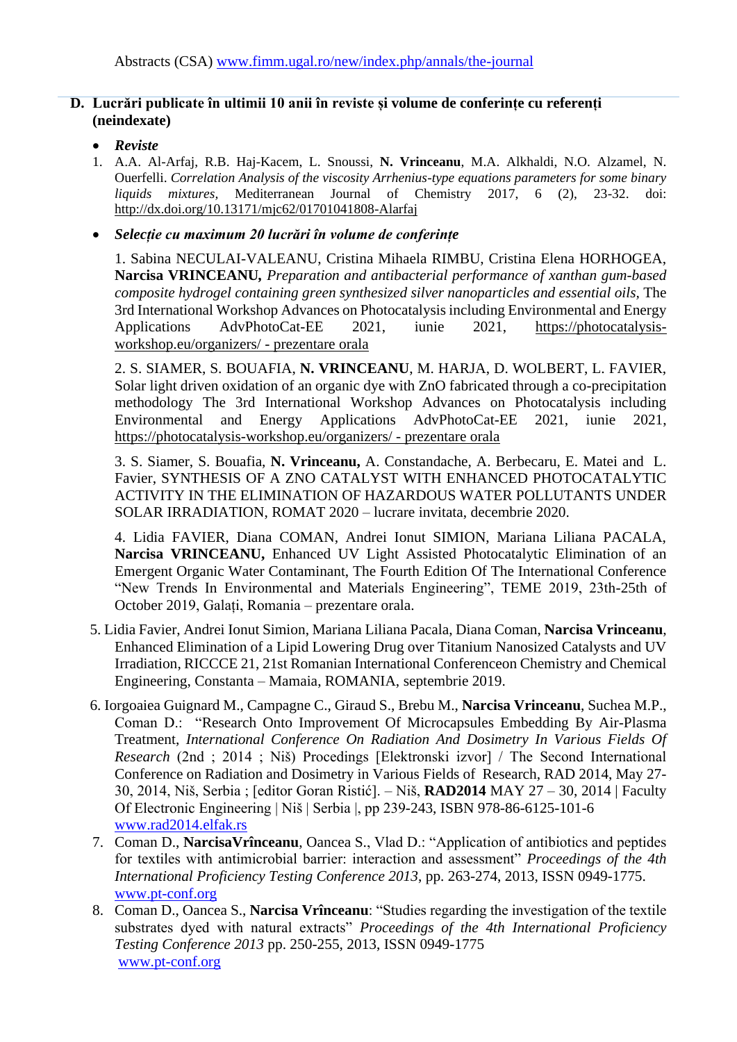Abstracts (CSA) www.fimm.ugal.ro/new/index.php/annals/the-journal

## D. Lucrări publicate în ultimii 10 anii în reviste și volume de conferințe cu referenți (neindexate)

- ***Reviste***

1. A.A. Al-Arfaj, R.B. Haj-Kacem, L. Snoussi, **N. Vrinceanu**, M.A. Alkhaldi, N.O. Alzamel, N. Ouerfelli. *Correlation Analysis of the viscosity Arrhenius-type equations parameters for some binary liquids mixtures*, Mediterranean Journal of Chemistry 2017, 6 (2), 23-32. doi: http://dx.doi.org/10.13171/mjc62/01701041808-Alarfaj

- ***Selecție cu maximum 20 lucrări în volume de conferințe***

1. Sabina NECULAI-VALEANU, Cristina Mihaela RIMBU, Cristina Elena HORHOGEA, **Narcisa VRINCEANU,** *Preparation and antibacterial performance of xanthan gum-based composite hydrogel containing green synthesized silver nanoparticles and essential oils,* The 3rd International Workshop Advances on Photocatalysis including Environmental and Energy Applications AdvPhotoCat-EE 2021, iunie 2021, https://photocatalysis-workshop.eu/organizers/ - prezentare orala

2. S. SIAMER, S. BOUAFIA, **N. VRINCEANU**, M. HARJA, D. WOLBERT, L. FAVIER, Solar light driven oxidation of an organic dye with ZnO fabricated through a co-precipitation methodology The 3rd International Workshop Advances on Photocatalysis including Environmental and Energy Applications AdvPhotoCat-EE 2021, iunie 2021, https://photocatalysis-workshop.eu/organizers/ - prezentare orala

3. S. Siamer, S. Bouafia, **N. Vrinceanu,** A. Constandache, A. Berbecaru, E. Matei and L. Favier, SYNTHESIS OF A ZNO CATALYST WITH ENHANCED PHOTOCATALYTIC ACTIVITY IN THE ELIMINATION OF HAZARDOUS WATER POLLUTANTS UNDER SOLAR IRRADIATION, ROMAT 2020 – lucrare invitata, decembrie 2020.

4. Lidia FAVIER, Diana COMAN, Andrei Ionut SIMION, Mariana Liliana PACALA, **Narcisa VRINCEANU,** Enhanced UV Light Assisted Photocatalytic Elimination of an Emergent Organic Water Contaminant, The Fourth Edition Of The International Conference "New Trends In Environmental and Materials Engineering", TEME 2019, 23th-25th of October 2019, Galați, Romania – prezentare orala.

5. Lidia Favier, Andrei Ionut Simion, Mariana Liliana Pacala, Diana Coman, **Narcisa Vrinceanu**, Enhanced Elimination of a Lipid Lowering Drug over Titanium Nanosized Catalysts and UV Irradiation, RICCCE 21, 21st Romanian International Conferenceon Chemistry and Chemical Engineering, Constanta – Mamaia, ROMANIA, septembrie 2019.

6. Iorgoaiea Guignard M., Campagne C., Giraud S., Brebu M., **Narcisa Vrinceanu**, Suchea M.P., Coman D.: "Research Onto Improvement Of Microcapsules Embedding By Air-Plasma Treatment, *International Conference On Radiation And Dosimetry In Various Fields Of Research* (2nd ; 2014 ; Niš) Procedings [Elektronski izvor] / The Second International Conference on Radiation and Dosimetry in Various Fields of Research, RAD 2014, May 27-30, 2014, Niš, Serbia ; [editor Goran Ristić]. – Niš, **RAD2014** MAY 27 – 30, 2014 | Faculty Of Electronic Engineering | Niš | Serbia |, pp 239-243, ISBN 978-86-6125-101-6 www.rad2014.elfak.rs

7. Coman D., **NarcisaVrînceanu**, Oancea S., Vlad D.: "Application of antibiotics and peptides for textiles with antimicrobial barrier: interaction and assessment" *Proceedings of the 4th International Proficiency Testing Conference 2013*, pp. 263-274, 2013, ISSN 0949-1775. www.pt-conf.org

8. Coman D., Oancea S., **Narcisa Vrînceanu**: "Studies regarding the investigation of the textile substrates dyed with natural extracts" *Proceedings of the 4th International Proficiency Testing Conference 2013* pp. 250-255, 2013, ISSN 0949-1775 www.pt-conf.org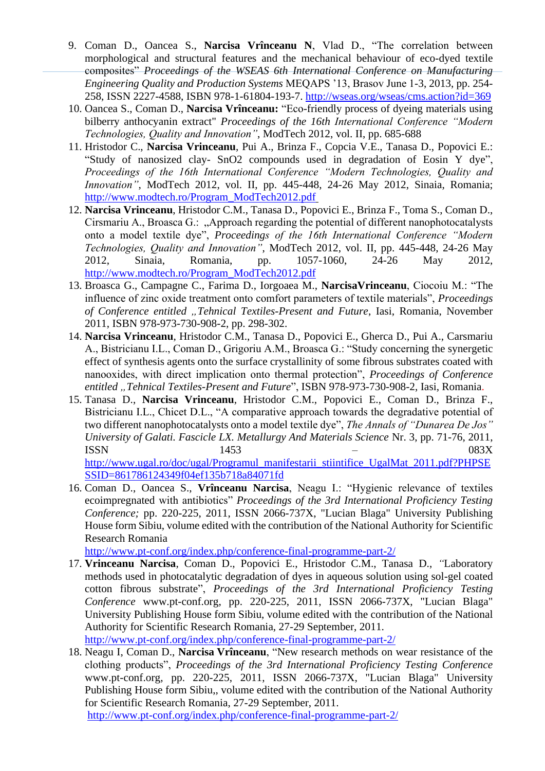9. Coman D., Oancea S., **Narcisa Vrînceanu N**, Vlad D., "The correlation between morphological and structural features and the mechanical behaviour of eco-dyed textile composites" *Proceedings of the WSEAS 6th International Conference on Manufacturing Engineering Quality and Production Systems* MEQAPS '13, Brasov June 1-3, 2013, pp. 254-258, ISSN 2227-4588, ISBN 978-1-61804-193-7. http://wseas.org/wseas/cms.action?id=369
10. Oancea S., Coman D., **Narcisa Vrînceanu:** "Eco-friendly process of dyeing materials using bilberry anthocyanin extract" *Proceedings of the 16th International Conference "Modern Technologies, Quality and Innovation"*, ModTech 2012, vol. II, pp. 685-688
11. Hristodor C., **Narcisa Vrinceanu**, Pui A., Brinza F., Copcia V.E., Tanasa D., Popovici E.: "Study of nanosized clay- SnO2 compounds used in degradation of Eosin Y dye", *Proceedings of the 16th International Conference "Modern Technologies, Quality and Innovation"*, ModTech 2012, vol. II, pp. 445-448, 24-26 May 2012, Sinaia, Romania; http://www.modtech.ro/Program_ModTech2012.pdf
12. **Narcisa Vrinceanu**, Hristodor C.M., Tanasa D., Popovici E., Brinza F., Toma S., Coman D., Cirsmariu A., Broasca G.: „Approach regarding the potential of different nanophotocatalysts onto a model textile dye", *Proceedings of the 16th International Conference "Modern Technologies, Quality and Innovation"*, ModTech 2012, vol. II, pp. 445-448, 24-26 May 2012, Sinaia, Romania, pp. 1057-1060, 24-26 May 2012, http://www.modtech.ro/Program_ModTech2012.pdf
13. Broasca G., Campagne C., Farima D., Iorgoaea M., **NarcisaVrinceanu**, Ciocoiu M.: "The influence of zinc oxide treatment onto comfort parameters of textile materials", *Proceedings of Conference entitled „Tehnical Textiles-Present and Future*, Iasi, Romania, November 2011, ISBN 978-973-730-908-2, pp. 298-302.
14. **Narcisa Vrinceanu**, Hristodor C.M., Tanasa D., Popovici E., Gherca D., Pui A., Carsmariu A., Bistricianu I.L., Coman D., Grigoriu A.M., Broasca G.: "Study concerning the synergetic effect of synthesis agents onto the surface crystallinity of some fibrous substrates coated with nanooxides, with direct implication onto thermal protection", *Proceedings of Conference entitled „Tehnical Textiles-Present and Future*", ISBN 978-973-730-908-2, Iasi, Romania.
15. Tanasa D., **Narcisa Vrinceanu**, Hristodor C.M., Popovici E., Coman D., Brinza F., Bistricianu I.L., Chicet D.L., "A comparative approach towards the degradative potential of two different nanophotocatalysts onto a model textile dye", *The Annals of "Dunarea De Jos" University of Galati. Fascicle LX. Metallurgy And Materials Science* Nr. 3, pp. 71-76, 2011, ISSN 1453 – 083X http://www.ugal.ro/doc/ugal/Programul_manifestarii_stiintifice_UgalMat_2011.pdf?PHPSESSID=861786124349f04ef135b718a84071fd
16. Coman D., Oancea S., **Vrînceanu Narcisa**, Neagu I.: "Hygienic relevance of textiles ecoimpregnated with antibiotics" *Proceedings of the 3rd International Proficiency Testing Conference;* pp. 220-225, 2011, ISSN 2066-737X, "Lucian Blaga" University Publishing House form Sibiu, volume edited with the contribution of the National Authority for Scientific Research Romania http://www.pt-conf.org/index.php/conference-final-programme-part-2/
17. **Vrinceanu Narcisa**, Coman D., Popovici E., Hristodor C.M., Tanasa D., "Laboratory methods used in photocatalytic degradation of dyes in aqueous solution using sol-gel coated cotton fibrous substrate", *Proceedings of the 3rd International Proficiency Testing Conference* www.pt-conf.org, pp. 220-225, 2011, ISSN 2066-737X, "Lucian Blaga" University Publishing House form Sibiu, volume edited with the contribution of the National Authority for Scientific Research Romania, 27-29 September, 2011. http://www.pt-conf.org/index.php/conference-final-programme-part-2/
18. Neagu I, Coman D., **Narcisa Vrînceanu**, "New research methods on wear resistance of the clothing products", *Proceedings of the 3rd International Proficiency Testing Conference* www.pt-conf.org, pp. 220-225, 2011, ISSN 2066-737X, "Lucian Blaga" University Publishing House form Sibiu,, volume edited with the contribution of the National Authority for Scientific Research Romania, 27-29 September, 2011. http://www.pt-conf.org/index.php/conference-final-programme-part-2/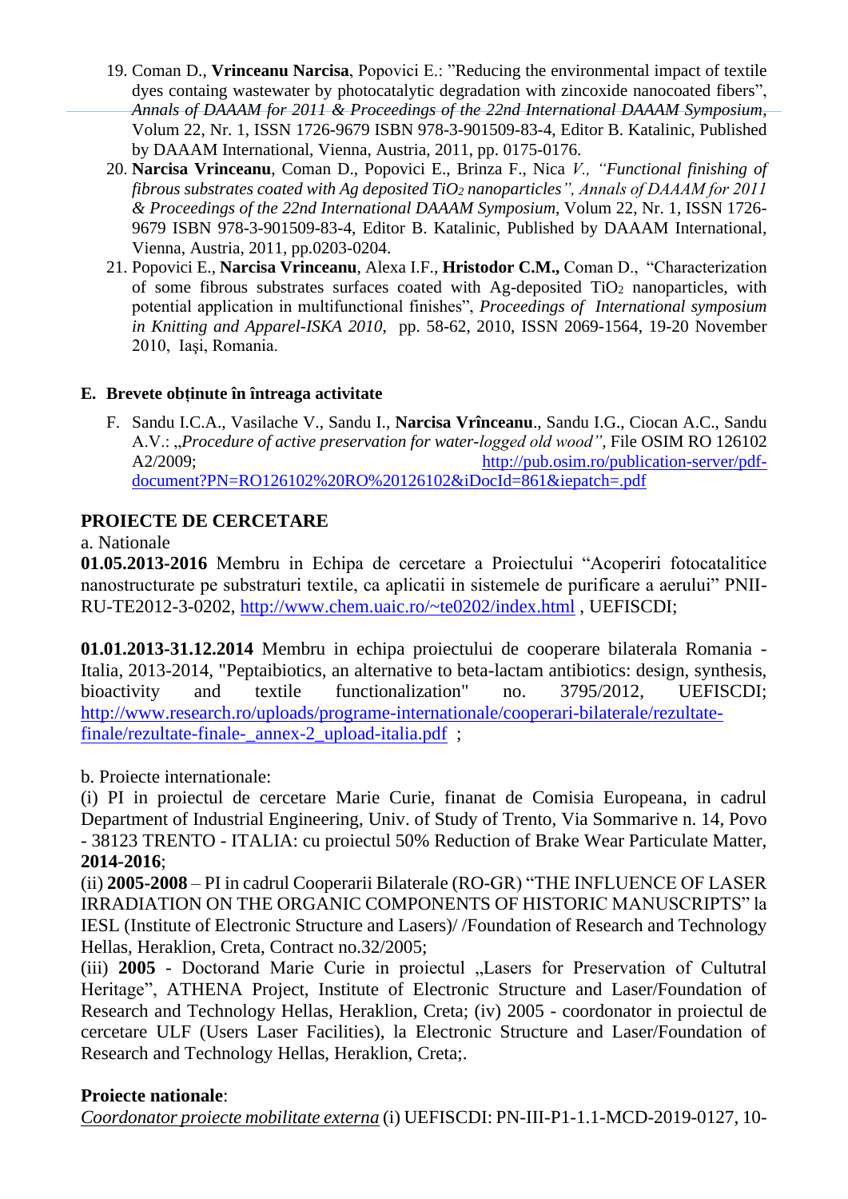19. Coman D., **Vrinceanu Narcisa**, Popovici E.: "Reducing the environmental impact of textile dyes containg wastewater by photocatalytic degradation with zincoxide nanocoated fibers", *Annals of DAAAM for 2011 & Proceedings of the 22nd International DAAAM Symposium*, Volum 22, Nr. 1, ISSN 1726-9679 ISBN 978-3-901509-83-4, Editor B. Katalinic, Published by DAAAM International, Vienna, Austria, 2011, pp. 0175-0176.
20. **Narcisa Vrinceanu**, Coman D., Popovici E., Brinza F., Nica *V., "Functional finishing of fibrous substrates coated with Ag deposited $TiO_2$ nanoparticles", Annals of DAAAM for 2011 & Proceedings of the 22nd International DAAAM Symposium*, Volum 22, Nr. 1, ISSN 1726-9679 ISBN 978-3-901509-83-4, Editor B. Katalinic, Published by DAAAM International, Vienna, Austria, 2011, pp.0203-0204.
21. Popovici E., **Narcisa Vrinceanu**, Alexa I.F., **Hristodor C.M.,** Coman D., "Characterization of some fibrous substrates surfaces coated with Ag-deposited $TiO_2$ nanoparticles, with potential application in multifunctional finishes", *Proceedings of International symposium in Knitting and Apparel-ISKA 2010,* pp. 58-62, 2010, ISSN 2069-1564, 19-20 November 2010, Iaşi, Romania.

**E. Brevete obținute în întreaga activitate**

F. Sandu I.C.A., Vasilache V., Sandu I., **Narcisa Vrînceanu**., Sandu I.G., Ciocan A.C., Sandu A.V.: „*Procedure of active preservation for water-logged old wood"*, File OSIM RO 126102 A2/2009; http://pub.osim.ro/publication-server/pdf-document?PN=RO126102%20RO%20126102&iDocId=861&iepatch=.pdf

## PROIECTE DE CERCETARE

a. Nationale

**01.05.2013-2016** Membru in Echipa de cercetare a Proiectului "Acoperiri fotocatalitice nanostructurate pe substraturi textile, ca aplicatii in sistemele de purificare a aerului" PNII-RU-TE2012-3-0202, http://www.chem.uaic.ro/~te0202/index.html , UEFISCDI;

**01.01.2013-31.12.2014** Membru in echipa proiectului de cooperare bilaterala Romania - Italia, 2013-2014, "Peptaibiotics, an alternative to beta-lactam antibiotics: design, synthesis, bioactivity and textile functionalization" no. 3795/2012, UEFISCDI; http://www.research.ro/uploads/programe-internationale/cooperari-bilaterale/rezultate-finale/rezultate-finale-_annex-2_upload-italia.pdf ;

b. Proiecte internationale:

(i) PI in proiectul de cercetare Marie Curie, finanat de Comisia Europeana, in cadrul Department of Industrial Engineering, Univ. of Study of Trento, Via Sommarive n. 14, Povo - 38123 TRENTO - ITALIA: cu proiectul 50% Reduction of Brake Wear Particulate Matter, **2014-2016**;

(ii) **2005-2008** – PI in cadrul Cooperarii Bilaterale (RO-GR) "THE INFLUENCE OF LASER IRRADIATION ON THE ORGANIC COMPONENTS OF HISTORIC MANUSCRIPTS" la IESL (Institute of Electronic Structure and Lasers)/ /Foundation of Research and Technology Hellas, Heraklion, Creta, Contract no.32/2005;

(iii) **2005** - Doctorand Marie Curie in proiectul „Lasers for Preservation of Cultutral Heritage", ATHENA Project, Institute of Electronic Structure and Laser/Foundation of Research and Technology Hellas, Heraklion, Creta; (iv) 2005 - coordonator in proiectul de cercetare ULF (Users Laser Facilities), la Electronic Structure and Laser/Foundation of Research and Technology Hellas, Heraklion, Creta;.

**Proiecte nationale**:

*Coordonator proiecte mobilitate externa* (i) UEFISCDI: PN-III-P1-1.1-MCD-2019-0127, 10-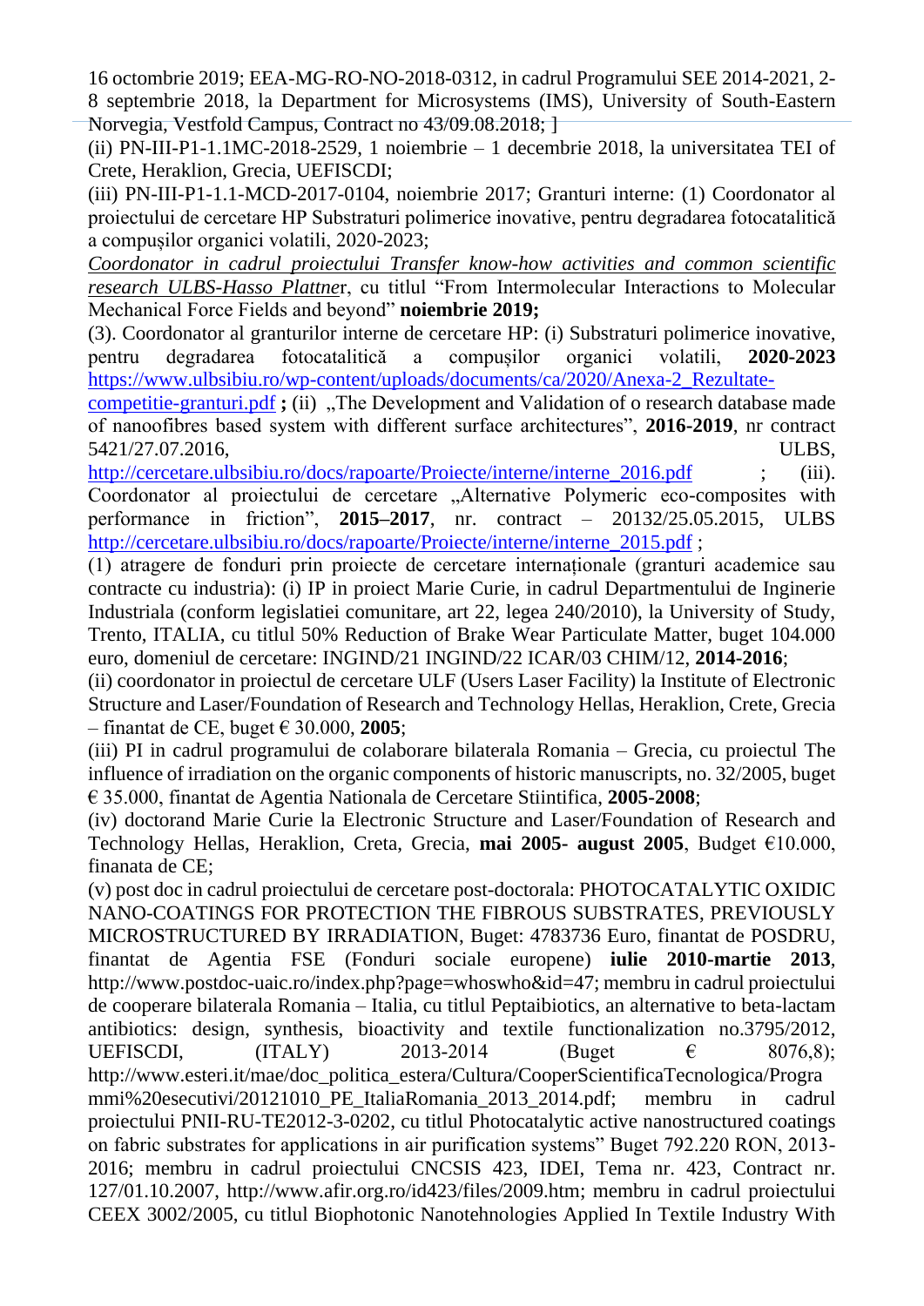16 octombrie 2019; EEA-MG-RO-NO-2018-0312, in cadrul Programului SEE 2014-2021, 2-8 septembrie 2018, la Department for Microsystems (IMS), University of South-Eastern Norvegia, Vestfold Campus, Contract no 43/09.08.2018; ]

(ii) PN-III-P1-1.1MC-2018-2529, 1 noiembrie – 1 decembrie 2018, la universitatea TEI of Crete, Heraklion, Grecia, UEFISCDI;

(iii) PN-III-P1-1.1-MCD-2017-0104, noiembrie 2017; Granturi interne: (1) Coordonator al proiectului de cercetare HP Substraturi polimerice inovative, pentru degradarea fotocatalitică a compușilor organici volatili, 2020-2023;

*Coordonator in cadrul proiectului Transfer know-how activities and common scientific research ULBS-Hasso Plattne*r, cu titlul "From Intermolecular Interactions to Molecular Mechanical Force Fields and beyond" **noiembrie 2019;**

(3). Coordonator al granturilor interne de cercetare HP: (i) Substraturi polimerice inovative, pentru degradarea fotocatalitică a compușilor organici volatili, **2020-2023** https://www.ulbsibiu.ro/wp-content/uploads/documents/ca/2020/Anexa-2_Rezultate-competitie-granturi.pdf **;** (ii) „The Development and Validation of o research database made of nanoofibres based system with different surface architectures", **2016-2019**, nr contract 5421/27.07.2016, ULBS, http://cercetare.ulbsibiu.ro/docs/rapoarte/Proiecte/interne/interne_2016.pdf ; (iii). Coordonator al proiectului de cercetare „Alternative Polymeric eco-composites with performance in friction", **2015–2017**, nr. contract – 20132/25.05.2015, ULBS http://cercetare.ulbsibiu.ro/docs/rapoarte/Proiecte/interne/interne_2015.pdf ;

(1) atragere de fonduri prin proiecte de cercetare internaționale (granturi academice sau contracte cu industria): (i) IP in proiect Marie Curie, in cadrul Departmentului de Inginerie Industriala (conform legislatiei comunitare, art 22, legea 240/2010), la University of Study, Trento, ITALIA, cu titlul 50% Reduction of Brake Wear Particulate Matter, buget 104.000 euro, domeniul de cercetare: INGIND/21 INGIND/22 ICAR/03 CHIM/12, **2014-2016**;

(ii) coordonator in proiectul de cercetare ULF (Users Laser Facility) la Institute of Electronic Structure and Laser/Foundation of Research and Technology Hellas, Heraklion, Crete, Grecia – finantat de CE, buget € 30.000, **2005**;

(iii) PI in cadrul programului de colaborare bilaterala Romania – Grecia, cu proiectul The influence of irradiation on the organic components of historic manuscripts, no. 32/2005, buget € 35.000, finantat de Agentia Nationala de Cercetare Stiintifica, **2005-2008**;

(iv) doctorand Marie Curie la Electronic Structure and Laser/Foundation of Research and Technology Hellas, Heraklion, Creta, Grecia, **mai 2005- august 2005**, Budget €10.000, finanata de CE;

(v) post doc in cadrul proiectului de cercetare post-doctorala: PHOTOCATALYTIC OXIDIC NANO-COATINGS FOR PROTECTION THE FIBROUS SUBSTRATES, PREVIOUSLY MICROSTRUCTURED BY IRRADIATION, Buget: 4783736 Euro, finantat de POSDRU, finantat de Agentia FSE (Fonduri sociale europene) **iulie 2010-martie 2013**, http://www.postdoc-uaic.ro/index.php?page=whoswho&id=47; membru in cadrul proiectului de cooperare bilaterala Romania – Italia, cu titlul Peptaibiotics, an alternative to beta-lactam antibiotics: design, synthesis, bioactivity and textile functionalization no.3795/2012, UEFISCDI, (ITALY) 2013-2014 (Buget € 8076,8); http://www.esteri.it/mae/doc_politica_estera/Cultura/CooperScientificaTecnologica/Programmi%20esecutivi/20121010_PE_ItaliaRomania_2013_2014.pdf; membru in cadrul proiectului PNII-RU-TE2012-3-0202, cu titlul Photocatalytic active nanostructured coatings on fabric substrates for applications in air purification systems" Buget 792.220 RON, 2013-2016; membru in cadrul proiectului CNCSIS 423, IDEI, Tema nr. 423, Contract nr. 127/01.10.2007, http://www.afir.org.ro/id423/files/2009.htm; membru in cadrul proiectului CEEX 3002/2005, cu titlul Biophotonic Nanotehnologies Applied In Textile Industry With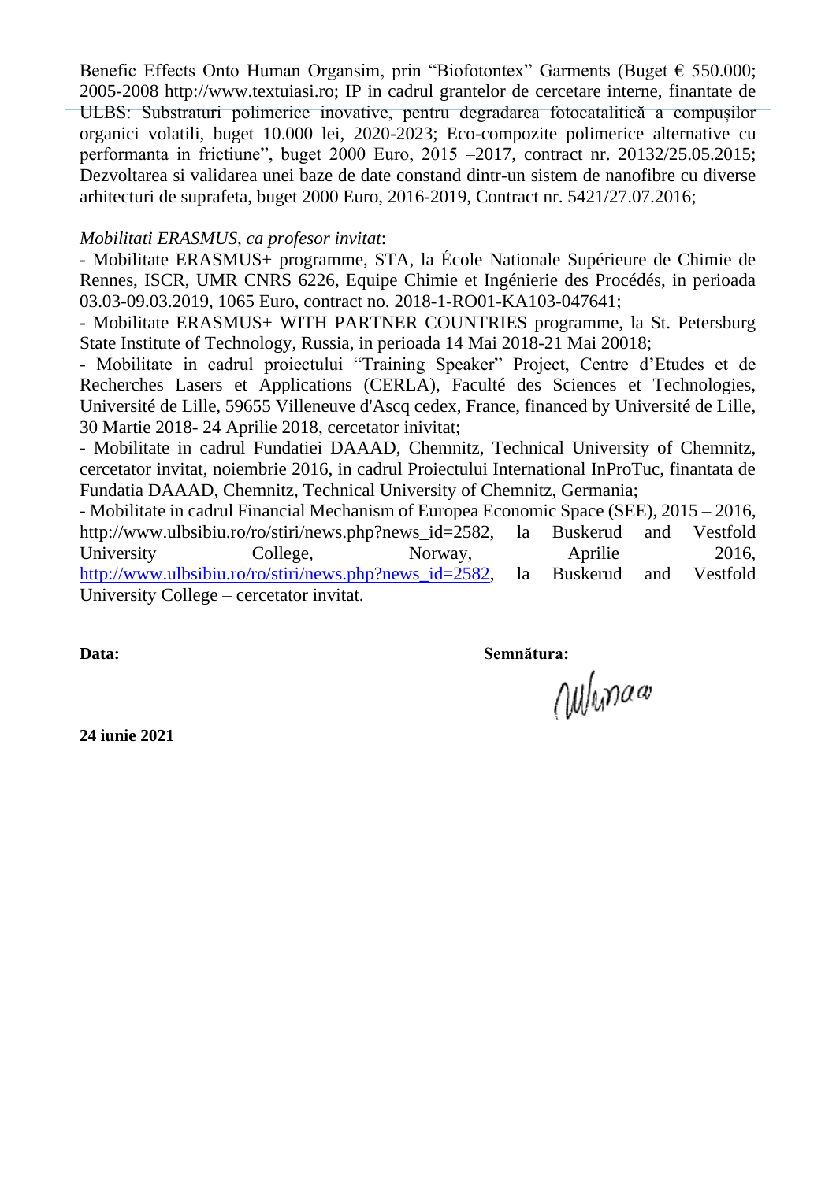Benefic Effects Onto Human Organsim, prin "Biofotontex" Garments (Buget € 550.000; 2005-2008 http://www.textuiasi.ro; IP in cadrul grantelor de cercetare interne, finantate de ULBS: Substraturi polimerice inovative, pentru degradarea fotocatalitică a compușilor organici volatili, buget 10.000 lei, 2020-2023; Eco-compozite polimerice alternative cu performanta in frictiune", buget 2000 Euro, 2015 –2017, contract nr. 20132/25.05.2015; Dezvoltarea si validarea unei baze de date constand dintr-un sistem de nanofibre cu diverse arhitecturi de suprafeta, buget 2000 Euro, 2016-2019, Contract nr. 5421/27.07.2016;

*Mobilitati ERASMUS, ca profesor invitat*:

- Mobilitate ERASMUS+ programme, STA, la École Nationale Supérieure de Chimie de Rennes, ISCR, UMR CNRS 6226, Equipe Chimie et Ingénierie des Procédés, in perioada 03.03-09.03.2019, 1065 Euro, contract no. 2018-1-RO01-KA103-047641;
- Mobilitate ERASMUS+ WITH PARTNER COUNTRIES programme, la St. Petersburg State Institute of Technology, Russia, in perioada 14 Mai 2018-21 Mai 20018;
- Mobilitate in cadrul proiectului "Training Speaker" Project, Centre d'Etudes et de Recherches Lasers et Applications (CERLA), Faculté des Sciences et Technologies, Université de Lille, 59655 Villeneuve d'Ascq cedex, France, financed by Université de Lille, 30 Martie 2018- 24 Aprilie 2018, cercetator inivitat;
- Mobilitate in cadrul Fundatiei DAAAD, Chemnitz, Technical University of Chemnitz, cercetator invitat, noiembrie 2016, in cadrul Proiectului International InProTuc, finantata de Fundatia DAAAD, Chemnitz, Technical University of Chemnitz, Germania;
- Mobilitate in cadrul Financial Mechanism of Europea Economic Space (SEE), 2015 – 2016, http://www.ulbsibiu.ro/ro/stiri/news.php?news_id=2582, la Buskerud and Vestfold University College, Norway, Aprilie 2016, http://www.ulbsibiu.ro/ro/stiri/news.php?news_id=2582, la Buskerud and Vestfold University College – cercetator invitat.

**Data:** **Semnătura:**

**24 iunie 2021**